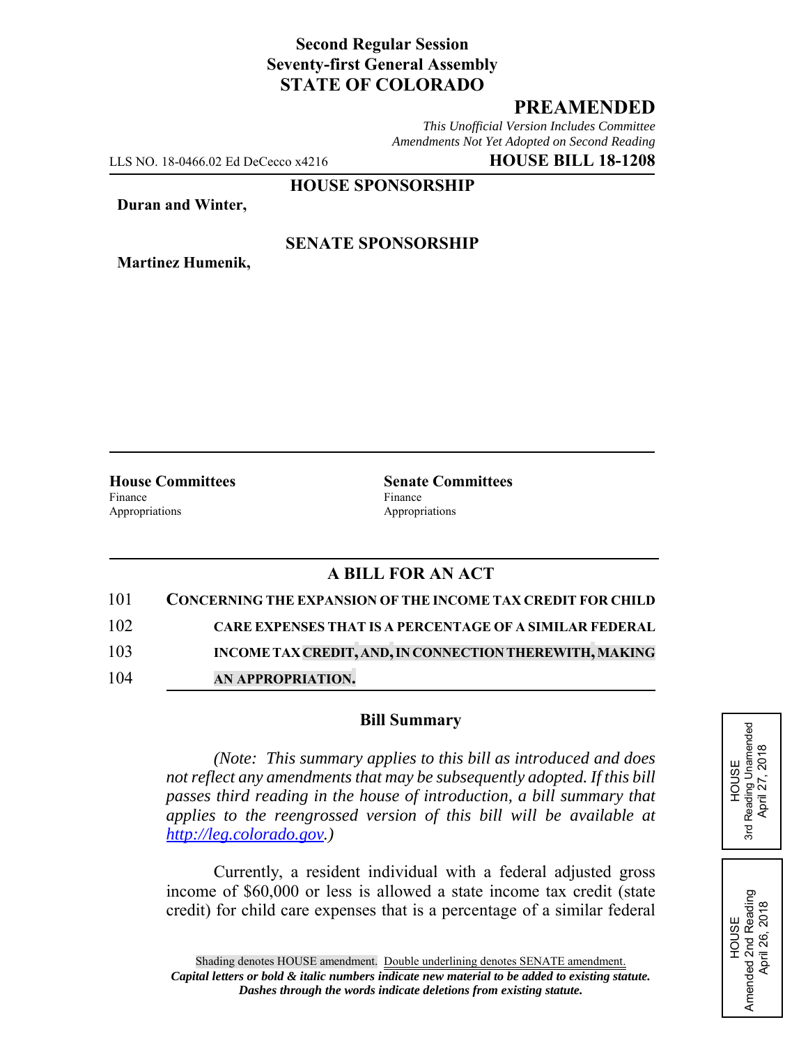**Second Regular Session**
**Seventy-first General Assembly**
**STATE OF COLORADO**

# PREAMENDED

*This Unofficial Version Includes Committee Amendments Not Yet Adopted on Second Reading*

LLS NO. 18-0466.02 Ed DeCecco x4216 **HOUSE BILL 18-1208**

**HOUSE SPONSORSHIP**

**Duran and Winter,**

**SENATE SPONSORSHIP**

**Martinez Humenik,**

| **House Committees** | **Senate Committees** |
|---|---|
| Finance | Finance |
| Appropriations | Appropriations |

## A BILL FOR AN ACT

101 **CONCERNING THE EXPANSION OF THE INCOME TAX CREDIT FOR CHILD**
102 **CARE EXPENSES THAT IS A PERCENTAGE OF A SIMILAR FEDERAL**
103 **INCOME TAX CREDIT, AND, IN CONNECTION THEREWITH, MAKING**
104 **AN APPROPRIATION.**

### Bill Summary

*(Note: This summary applies to this bill as introduced and does not reflect any amendments that may be subsequently adopted. If this bill passes third reading in the house of introduction, a bill summary that applies to the reengrossed version of this bill will be available at http://leg.colorado.gov.)*

Currently, a resident individual with a federal adjusted gross income of $60,000 or less is allowed a state income tax credit (state credit) for child care expenses that is a percentage of a similar federal

HOUSE
3rd Reading Unamended
April 27, 2018

HOUSE
Amended 2nd Reading
April 26, 2018

Shading denotes HOUSE amendment. Double underlining denotes SENATE amendment.
*Capital letters or bold & italic numbers indicate new material to be added to existing statute.*
*Dashes through the words indicate deletions from existing statute.*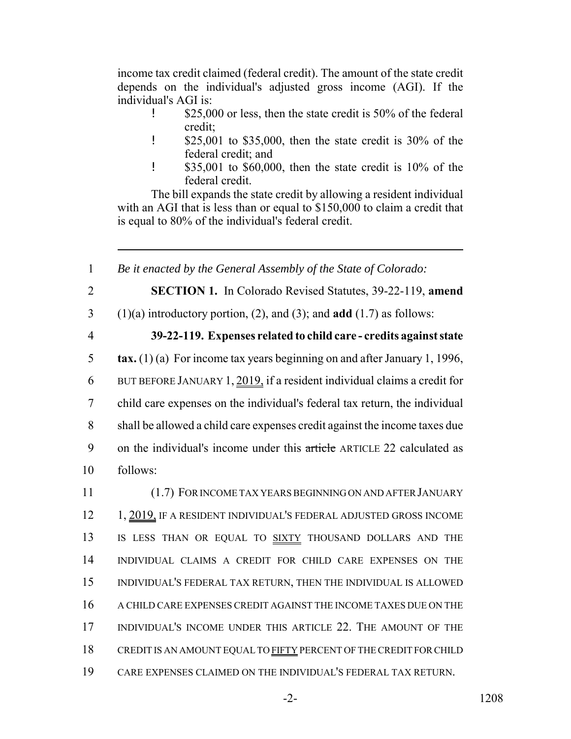income tax credit claimed (federal credit). The amount of the state credit depends on the individual's adjusted gross income (AGI). If the individual's AGI is:

- $25,000 or less, then the state credit is 50% of the federal credit;
- $25,001 to $35,000, then the state credit is 30% of the federal credit; and
- $35,001 to $60,000, then the state credit is 10% of the federal credit.

The bill expands the state credit by allowing a resident individual with an AGI that is less than or equal to $150,000 to claim a credit that is equal to 80% of the individual's federal credit.

---

1 *Be it enacted by the General Assembly of the State of Colorado:*

2 **SECTION 1.** In Colorado Revised Statutes, 39-22-119, **amend**
3 (1)(a) introductory portion, (2), and (3); and **add** (1.7) as follows:

4 **39-22-119. Expenses related to child care - credits against state**
5 **tax.** (1) (a) For income tax years beginning on and after January 1, 1996,
6 BUT BEFORE JANUARY 1, 2019, if a resident individual claims a credit for
7 child care expenses on the individual's federal tax return, the individual
8 shall be allowed a child care expenses credit against the income taxes due
9 on the individual's income under this ~~article~~ ARTICLE 22 calculated as
10 follows:

11 (1.7) FOR INCOME TAX YEARS BEGINNING ON AND AFTER JANUARY
12 1, 2019, IF A RESIDENT INDIVIDUAL'S FEDERAL ADJUSTED GROSS INCOME
13 IS LESS THAN OR EQUAL TO SIXTY THOUSAND DOLLARS AND THE
14 INDIVIDUAL CLAIMS A CREDIT FOR CHILD CARE EXPENSES ON THE
15 INDIVIDUAL'S FEDERAL TAX RETURN, THEN THE INDIVIDUAL IS ALLOWED
16 A CHILD CARE EXPENSES CREDIT AGAINST THE INCOME TAXES DUE ON THE
17 INDIVIDUAL'S INCOME UNDER THIS ARTICLE 22. THE AMOUNT OF THE
18 CREDIT IS AN AMOUNT EQUAL TO FIFTY PERCENT OF THE CREDIT FOR CHILD
19 CARE EXPENSES CLAIMED ON THE INDIVIDUAL'S FEDERAL TAX RETURN.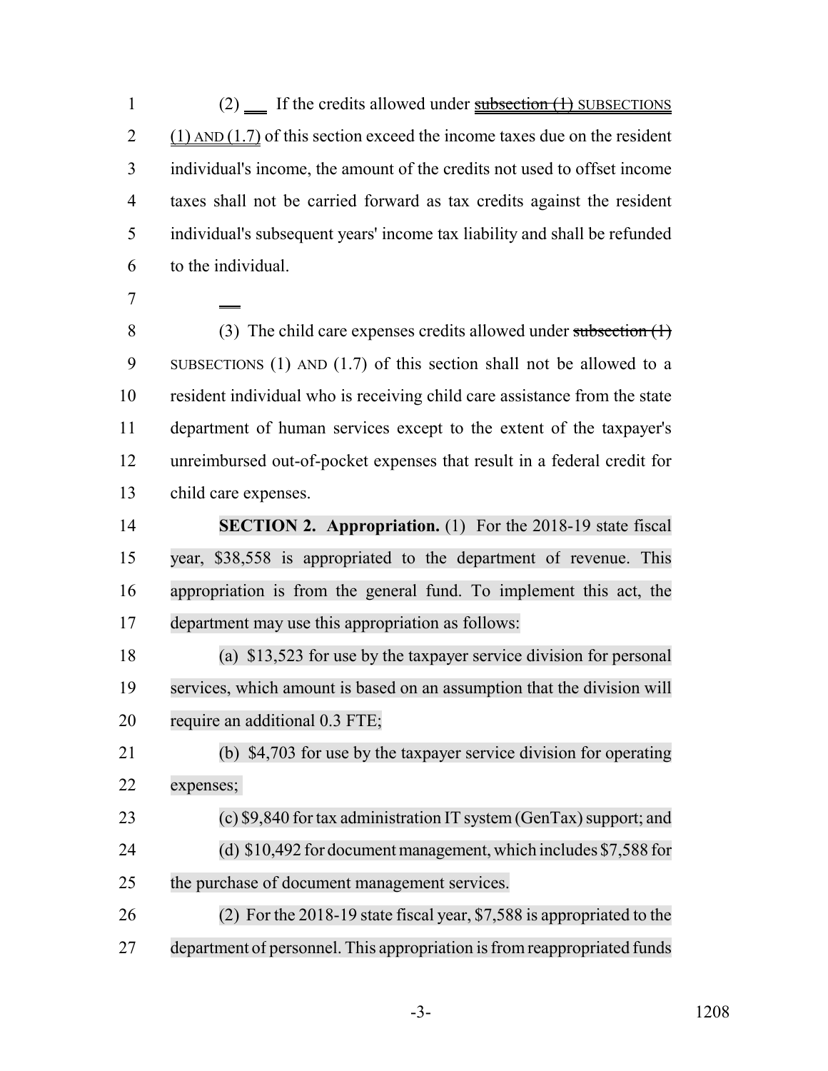(2) If the credits allowed under ~~subsection (1)~~ SUBSECTIONS (1) AND (1.7) of this section exceed the income taxes due on the resident individual's income, the amount of the credits not used to offset income taxes shall not be carried forward as tax credits against the resident individual's subsequent years' income tax liability and shall be refunded to the individual.

(3) The child care expenses credits allowed under ~~subsection (1)~~ SUBSECTIONS (1) AND (1.7) of this section shall not be allowed to a resident individual who is receiving child care assistance from the state department of human services except to the extent of the taxpayer's unreimbursed out-of-pocket expenses that result in a federal credit for child care expenses.

**SECTION 2. Appropriation.** (1) For the 2018-19 state fiscal year, $38,558 is appropriated to the department of revenue. This appropriation is from the general fund. To implement this act, the department may use this appropriation as follows:

(a) $13,523 for use by the taxpayer service division for personal services, which amount is based on an assumption that the division will require an additional 0.3 FTE;

(b) $4,703 for use by the taxpayer service division for operating expenses;

(c) $9,840 for tax administration IT system (GenTax) support; and

(d) $10,492 for document management, which includes $7,588 for the purchase of document management services.

(2) For the 2018-19 state fiscal year, $7,588 is appropriated to the department of personnel. This appropriation is from reappropriated funds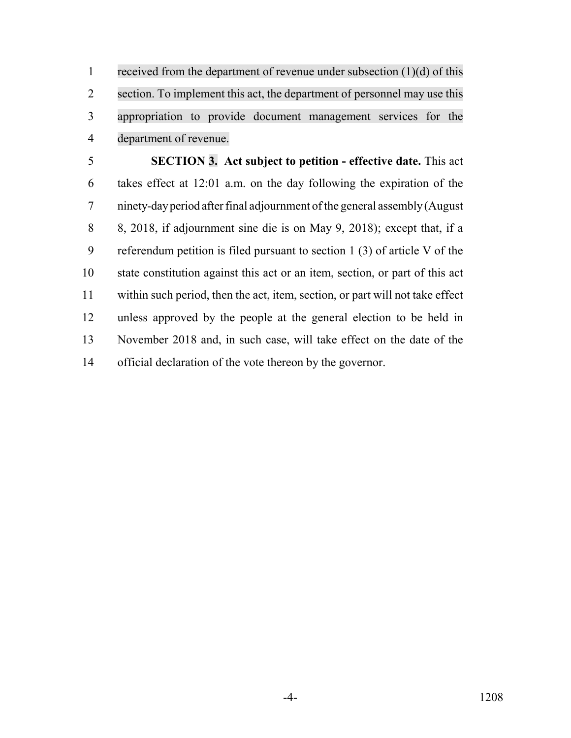received from the department of revenue under subsection (1)(d) of this section. To implement this act, the department of personnel may use this appropriation to provide document management services for the department of revenue.

**SECTION 3. Act subject to petition - effective date.** This act takes effect at 12:01 a.m. on the day following the expiration of the ninety-day period after final adjournment of the general assembly (August 8, 2018, if adjournment sine die is on May 9, 2018); except that, if a referendum petition is filed pursuant to section 1 (3) of article V of the state constitution against this act or an item, section, or part of this act within such period, then the act, item, section, or part will not take effect unless approved by the people at the general election to be held in November 2018 and, in such case, will take effect on the date of the official declaration of the vote thereon by the governor.